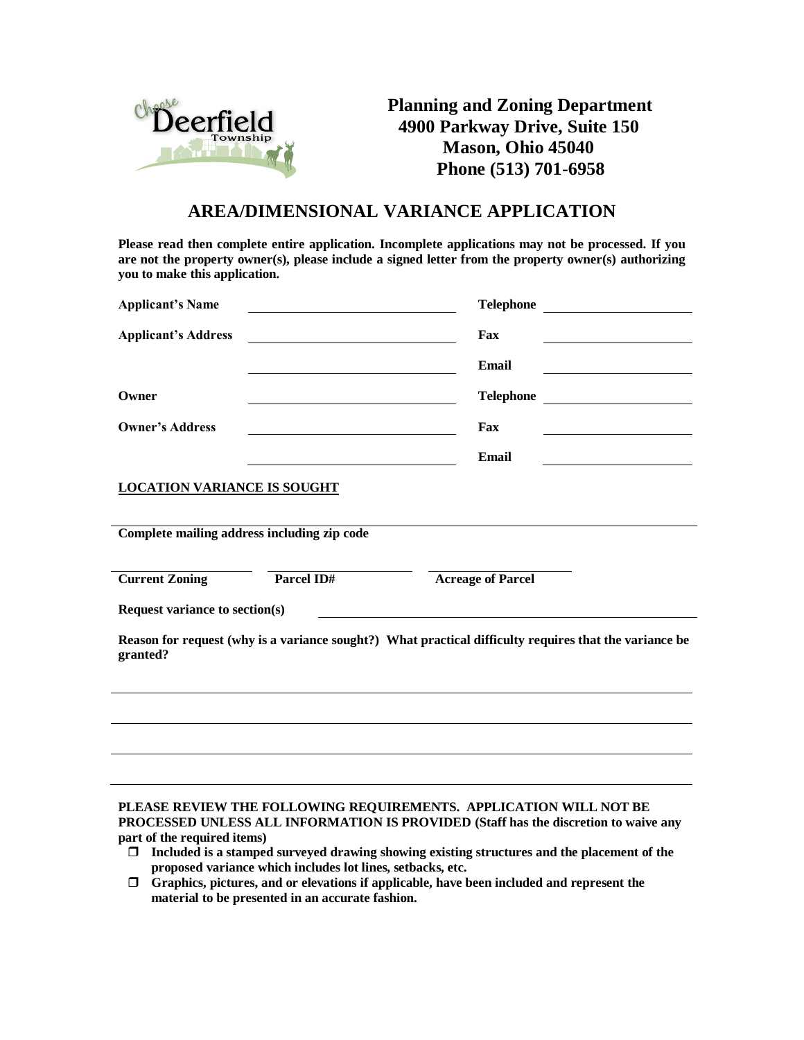**Planning and Zoning Department**
**4900 Parkway Drive, Suite 150**
**Mason, Ohio 45040**
**Phone (513) 701-6958**

# AREA/DIMENSIONAL VARIANCE APPLICATION

**Please read then complete entire application. Incomplete applications may not be processed. If you are not the property owner(s), please include a signed letter from the property owner(s) authorizing you to make this application.**

**Applicant's Name** ____________________ **Telephone** ____________________

**Applicant's Address** ____________________ **Fax** ____________________

____________________ **Email** ____________________

**Owner** ____________________ **Telephone** ____________________

**Owner's Address** ____________________ **Fax** ____________________

____________________ **Email** ____________________

**LOCATION VARIANCE IS SOUGHT**

____________________
**Complete mailing address including zip code**

____________________ ____________________ ____________________
**Current Zoning** **Parcel ID#** **Acreage of Parcel**

**Request variance to section(s)** ____________________

**Reason for request (why is a variance sought?) What practical difficulty requires that the variance be granted?**

____________________

____________________

____________________

____________________

**PLEASE REVIEW THE FOLLOWING REQUIREMENTS. APPLICATION WILL NOT BE PROCESSED UNLESS ALL INFORMATION IS PROVIDED (Staff has the discretion to waive any part of the required items)**

- ☐ **Included is a stamped surveyed drawing showing existing structures and the placement of the proposed variance which includes lot lines, setbacks, etc.**
- ☐ **Graphics, pictures, and or elevations if applicable, have been included and represent the material to be presented in an accurate fashion.**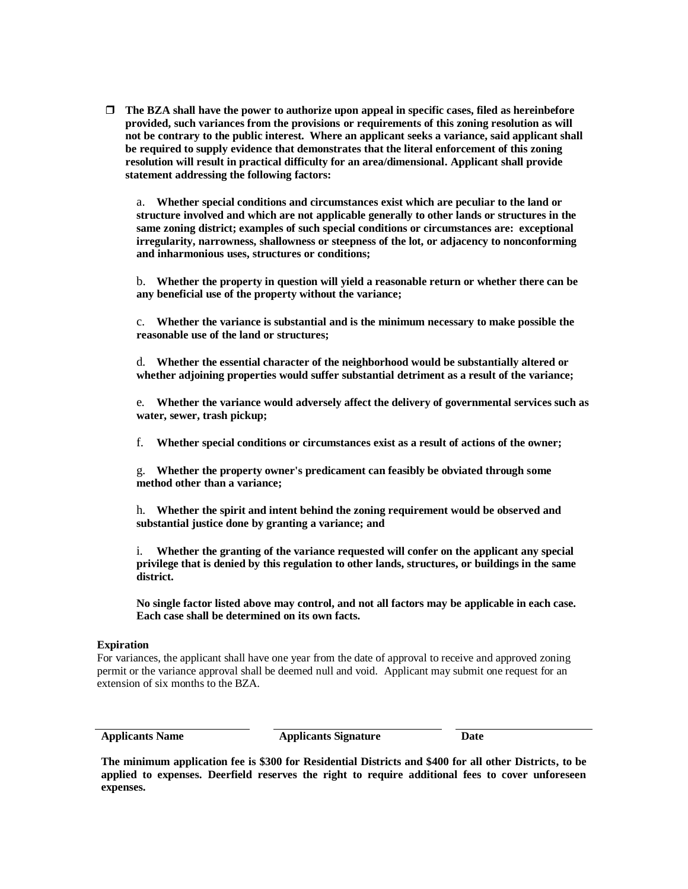- ☐ **The BZA shall have the power to authorize upon appeal in specific cases, filed as hereinbefore provided, such variances from the provisions or requirements of this zoning resolution as will not be contrary to the public interest. Where an applicant seeks a variance, said applicant shall be required to supply evidence that demonstrates that the literal enforcement of this zoning resolution will result in practical difficulty for an area/dimensional. Applicant shall provide statement addressing the following factors:**

  a. **Whether special conditions and circumstances exist which are peculiar to the land or structure involved and which are not applicable generally to other lands or structures in the same zoning district; examples of such special conditions or circumstances are: exceptional irregularity, narrowness, shallowness or steepness of the lot, or adjacency to nonconforming and inharmonious uses, structures or conditions;**

  b. **Whether the property in question will yield a reasonable return or whether there can be any beneficial use of the property without the variance;**

  c. **Whether the variance is substantial and is the minimum necessary to make possible the reasonable use of the land or structures;**

  d. **Whether the essential character of the neighborhood would be substantially altered or whether adjoining properties would suffer substantial detriment as a result of the variance;**

  e. **Whether the variance would adversely affect the delivery of governmental services such as water, sewer, trash pickup;**

  f. **Whether special conditions or circumstances exist as a result of actions of the owner;**

  g. **Whether the property owner's predicament can feasibly be obviated through some method other than a variance;**

  h. **Whether the spirit and intent behind the zoning requirement would be observed and substantial justice done by granting a variance; and**

  i. **Whether the granting of the variance requested will confer on the applicant any special privilege that is denied by this regulation to other lands, structures, or buildings in the same district.**

  **No single factor listed above may control, and not all factors may be applicable in each case. Each case shall be determined on its own facts.**

**Expiration**

For variances, the applicant shall have one year from the date of approval to receive and approved zoning permit or the variance approval shall be deemed null and void. Applicant may submit one request for an extension of six months to the BZA.

| **Applicants Name** | **Applicants Signature** | **Date** |
|---|---|---|

**The minimum application fee is $300 for Residential Districts and $400 for all other Districts, to be applied to expenses. Deerfield reserves the right to require additional fees to cover unforeseen expenses.**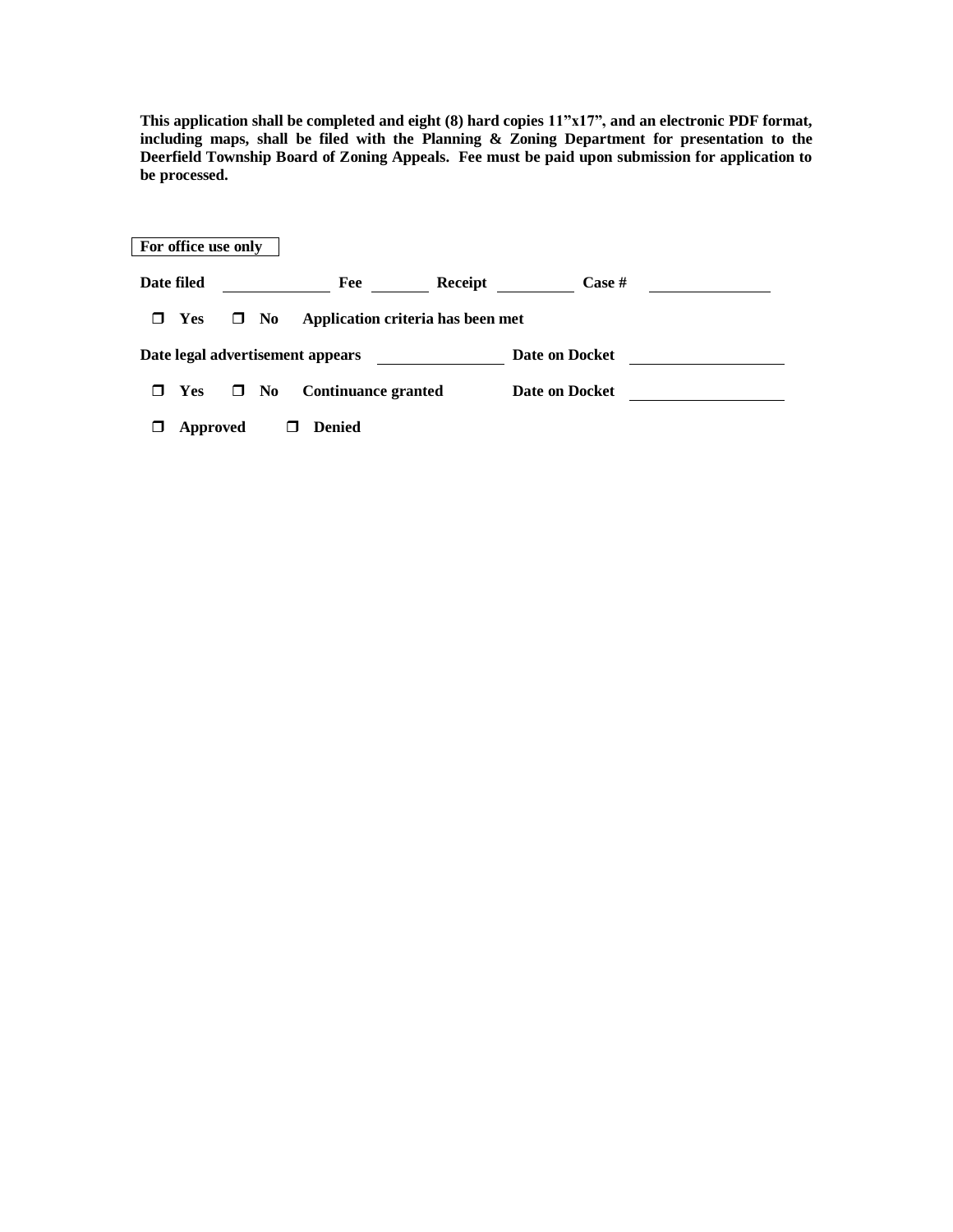**This application shall be completed and eight (8) hard copies 11"x17", and an electronic PDF format, including maps, shall be filed with the Planning & Zoning Department for presentation to the Deerfield Township Board of Zoning Appeals. Fee must be paid upon submission for application to be processed.**

**For office use only**

**Date filed** \_\_\_\_\_\_\_\_\_\_ **Fee** \_\_\_\_\_\_ **Receipt** \_\_\_\_\_\_\_\_ **Case #** \_\_\_\_\_\_\_\_\_\_

☐ **Yes** ☐ **No** **Application criteria has been met**

**Date legal advertisement appears** \_\_\_\_\_\_\_\_\_\_\_\_ **Date on Docket** \_\_\_\_\_\_\_\_\_\_\_\_

☐ **Yes** ☐ **No** **Continuance granted** **Date on Docket** \_\_\_\_\_\_\_\_\_\_\_\_

☐ **Approved** ☐ **Denied**